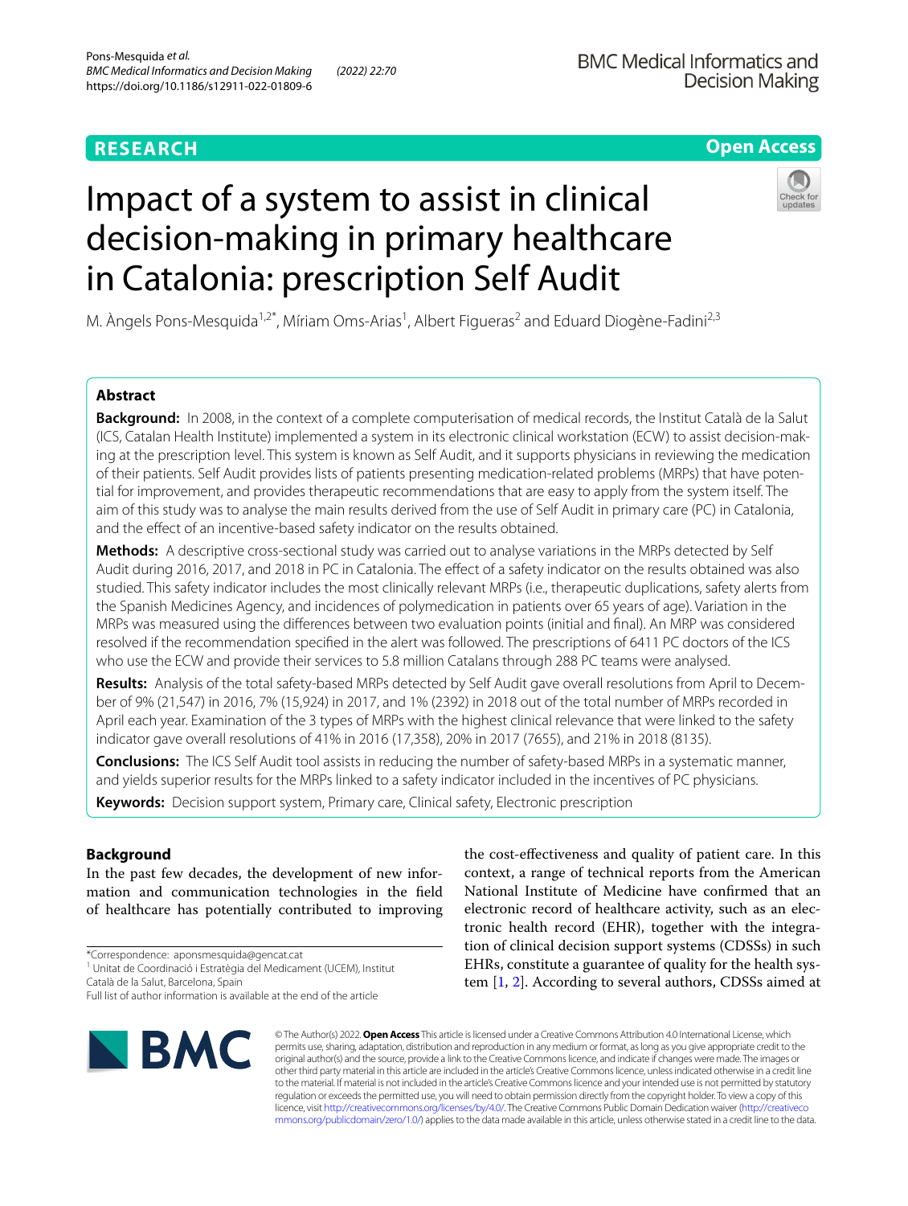RESEARCH

Open Access

# Impact of a system to assist in clinical decision-making in primary healthcare in Catalonia: prescription Self Audit

M. Àngels Pons-Mesquida[1,2*], Míriam Oms-Arias[1], Albert Figueras[2] and Eduard Diogène-Fadini[2,3]

## Abstract

**Background:** In 2008, in the context of a complete computerisation of medical records, the Institut Català de la Salut (ICS, Catalan Health Institute) implemented a system in its electronic clinical workstation (ECW) to assist decision-making at the prescription level. This system is known as Self Audit, and it supports physicians in reviewing the medication of their patients. Self Audit provides lists of patients presenting medication-related problems (MRPs) that have potential for improvement, and provides therapeutic recommendations that are easy to apply from the system itself. The aim of this study was to analyse the main results derived from the use of Self Audit in primary care (PC) in Catalonia, and the effect of an incentive-based safety indicator on the results obtained.

**Methods:** A descriptive cross-sectional study was carried out to analyse variations in the MRPs detected by Self Audit during 2016, 2017, and 2018 in PC in Catalonia. The effect of a safety indicator on the results obtained was also studied. This safety indicator includes the most clinically relevant MRPs (i.e., therapeutic duplications, safety alerts from the Spanish Medicines Agency, and incidences of polymedication in patients over 65 years of age). Variation in the MRPs was measured using the differences between two evaluation points (initial and final). An MRP was considered resolved if the recommendation specified in the alert was followed. The prescriptions of 6411 PC doctors of the ICS who use the ECW and provide their services to 5.8 million Catalans through 288 PC teams were analysed.

**Results:** Analysis of the total safety-based MRPs detected by Self Audit gave overall resolutions from April to December of 9% (21,547) in 2016, 7% (15,924) in 2017, and 1% (2392) in 2018 out of the total number of MRPs recorded in April each year. Examination of the 3 types of MRPs with the highest clinical relevance that were linked to the safety indicator gave overall resolutions of 41% in 2016 (17,358), 20% in 2017 (7655), and 21% in 2018 (8135).

**Conclusions:** The ICS Self Audit tool assists in reducing the number of safety-based MRPs in a systematic manner, and yields superior results for the MRPs linked to a safety indicator included in the incentives of PC physicians.

**Keywords:** Decision support system, Primary care, Clinical safety, Electronic prescription

## Background

In the past few decades, the development of new information and communication technologies in the field of healthcare has potentially contributed to improving the cost-effectiveness and quality of patient care. In this context, a range of technical reports from the American National Institute of Medicine have confirmed that an electronic record of healthcare activity, such as an electronic health record (EHR), together with the integration of clinical decision support systems (CDSSs) in such EHRs, constitute a guarantee of quality for the health system [1, 2]. According to several authors, CDSSs aimed at

*Correspondence: aponsmesquida@gencat.cat
[1] Unitat de Coordinació i Estratègia del Medicament (UCEM), Institut Català de la Salut, Barcelona, Spain
Full list of author information is available at the end of the article

© The Author(s) 2022. **Open Access** This article is licensed under a Creative Commons Attribution 4.0 International License, which permits use, sharing, adaptation, distribution and reproduction in any medium or format, as long as you give appropriate credit to the original author(s) and the source, provide a link to the Creative Commons licence, and indicate if changes were made. The images or other third party material in this article are included in the article's Creative Commons licence, unless indicated otherwise in a credit line to the material. If material is not included in the article's Creative Commons licence and your intended use is not permitted by statutory regulation or exceeds the permitted use, you will need to obtain permission directly from the copyright holder. To view a copy of this licence, visit http://creativecommons.org/licenses/by/4.0/. The Creative Commons Public Domain Dedication waiver (http://creativecommons.org/publicdomain/zero/1.0/) applies to the data made available in this article, unless otherwise stated in a credit line to the data.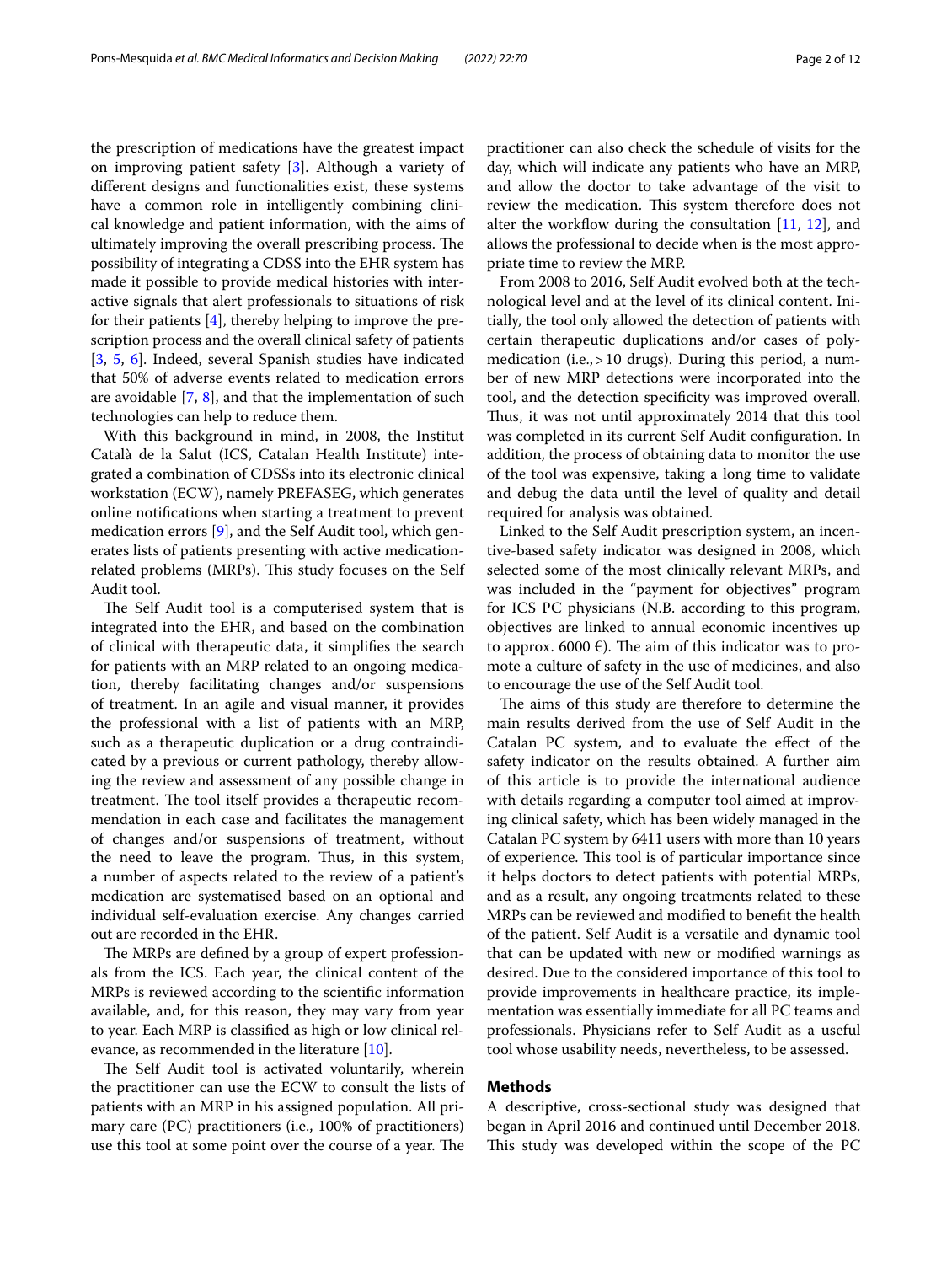the prescription of medications have the greatest impact on improving patient safety [3]. Although a variety of different designs and functionalities exist, these systems have a common role in intelligently combining clinical knowledge and patient information, with the aims of ultimately improving the overall prescribing process. The possibility of integrating a CDSS into the EHR system has made it possible to provide medical histories with interactive signals that alert professionals to situations of risk for their patients [4], thereby helping to improve the prescription process and the overall clinical safety of patients [3, 5, 6]. Indeed, several Spanish studies have indicated that 50% of adverse events related to medication errors are avoidable [7, 8], and that the implementation of such technologies can help to reduce them.

With this background in mind, in 2008, the Institut Català de la Salut (ICS, Catalan Health Institute) integrated a combination of CDSSs into its electronic clinical workstation (ECW), namely PREFASEG, which generates online notifications when starting a treatment to prevent medication errors [9], and the Self Audit tool, which generates lists of patients presenting with active medication-related problems (MRPs). This study focuses on the Self Audit tool.

The Self Audit tool is a computerised system that is integrated into the EHR, and based on the combination of clinical with therapeutic data, it simplifies the search for patients with an MRP related to an ongoing medication, thereby facilitating changes and/or suspensions of treatment. In an agile and visual manner, it provides the professional with a list of patients with an MRP, such as a therapeutic duplication or a drug contraindicated by a previous or current pathology, thereby allowing the review and assessment of any possible change in treatment. The tool itself provides a therapeutic recommendation in each case and facilitates the management of changes and/or suspensions of treatment, without the need to leave the program. Thus, in this system, a number of aspects related to the review of a patient's medication are systematised based on an optional and individual self-evaluation exercise. Any changes carried out are recorded in the EHR.

The MRPs are defined by a group of expert professionals from the ICS. Each year, the clinical content of the MRPs is reviewed according to the scientific information available, and, for this reason, they may vary from year to year. Each MRP is classified as high or low clinical relevance, as recommended in the literature [10].

The Self Audit tool is activated voluntarily, wherein the practitioner can use the ECW to consult the lists of patients with an MRP in his assigned population. All primary care (PC) practitioners (i.e., 100% of practitioners) use this tool at some point over the course of a year. The practitioner can also check the schedule of visits for the day, which will indicate any patients who have an MRP, and allow the doctor to take advantage of the visit to review the medication. This system therefore does not alter the workflow during the consultation [11, 12], and allows the professional to decide when is the most appropriate time to review the MRP.

From 2008 to 2016, Self Audit evolved both at the technological level and at the level of its clinical content. Initially, the tool only allowed the detection of patients with certain therapeutic duplications and/or cases of polymedication (i.e., > 10 drugs). During this period, a number of new MRP detections were incorporated into the tool, and the detection specificity was improved overall. Thus, it was not until approximately 2014 that this tool was completed in its current Self Audit configuration. In addition, the process of obtaining data to monitor the use of the tool was expensive, taking a long time to validate and debug the data until the level of quality and detail required for analysis was obtained.

Linked to the Self Audit prescription system, an incentive-based safety indicator was designed in 2008, which selected some of the most clinically relevant MRPs, and was included in the "payment for objectives" program for ICS PC physicians (N.B. according to this program, objectives are linked to annual economic incentives up to approx. 6000 €). The aim of this indicator was to promote a culture of safety in the use of medicines, and also to encourage the use of the Self Audit tool.

The aims of this study are therefore to determine the main results derived from the use of Self Audit in the Catalan PC system, and to evaluate the effect of the safety indicator on the results obtained. A further aim of this article is to provide the international audience with details regarding a computer tool aimed at improving clinical safety, which has been widely managed in the Catalan PC system by 6411 users with more than 10 years of experience. This tool is of particular importance since it helps doctors to detect patients with potential MRPs, and as a result, any ongoing treatments related to these MRPs can be reviewed and modified to benefit the health of the patient. Self Audit is a versatile and dynamic tool that can be updated with new or modified warnings as desired. Due to the considered importance of this tool to provide improvements in healthcare practice, its implementation was essentially immediate for all PC teams and professionals. Physicians refer to Self Audit as a useful tool whose usability needs, nevertheless, to be assessed.

## Methods

A descriptive, cross-sectional study was designed that began in April 2016 and continued until December 2018. This study was developed within the scope of the PC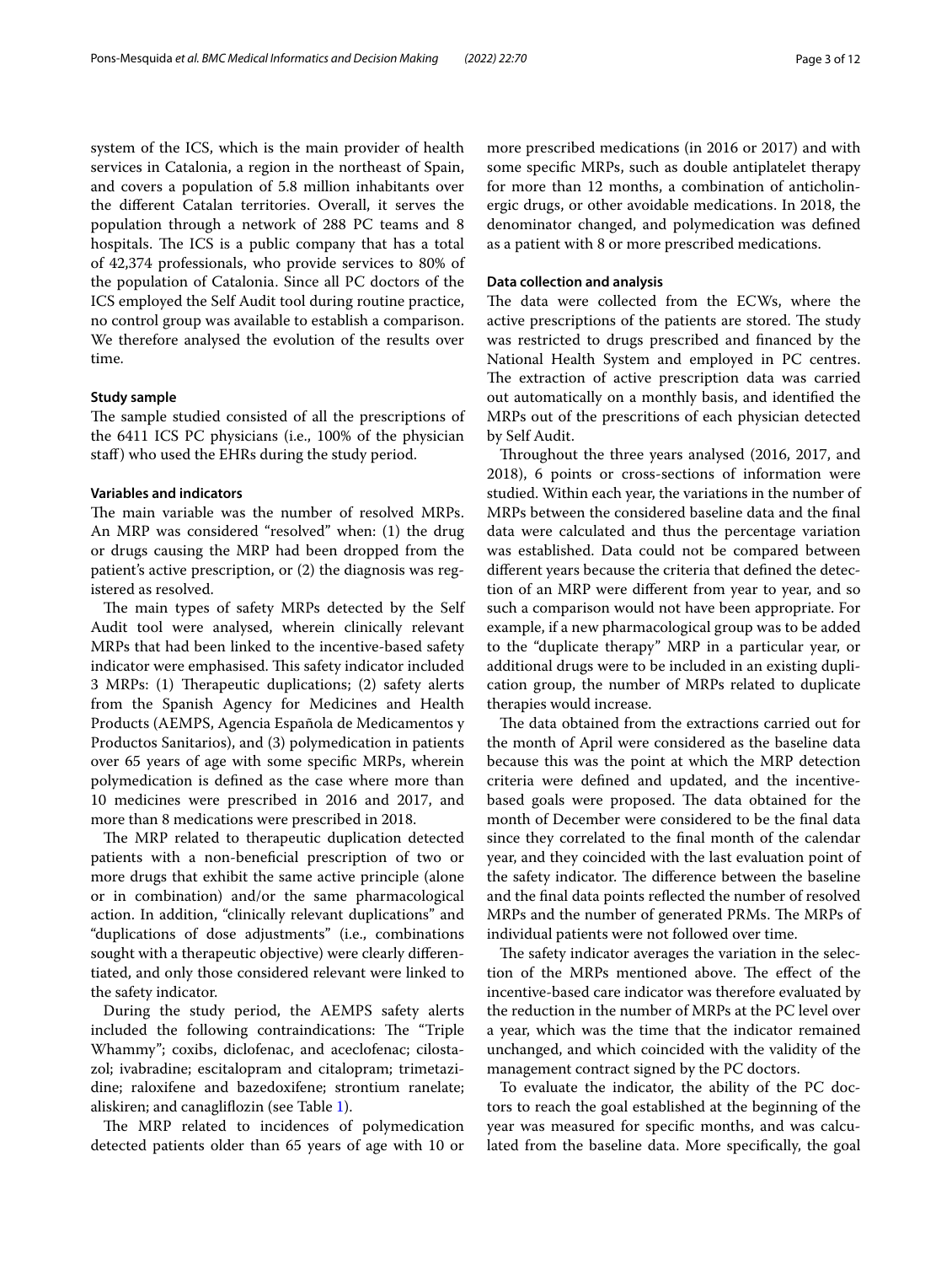system of the ICS, which is the main provider of health services in Catalonia, a region in the northeast of Spain, and covers a population of 5.8 million inhabitants over the different Catalan territories. Overall, it serves the population through a network of 288 PC teams and 8 hospitals. The ICS is a public company that has a total of 42,374 professionals, who provide services to 80% of the population of Catalonia. Since all PC doctors of the ICS employed the Self Audit tool during routine practice, no control group was available to establish a comparison. We therefore analysed the evolution of the results over time.

### Study sample

The sample studied consisted of all the prescriptions of the 6411 ICS PC physicians (i.e., 100% of the physician staff) who used the EHRs during the study period.

### Variables and indicators

The main variable was the number of resolved MRPs. An MRP was considered "resolved" when: (1) the drug or drugs causing the MRP had been dropped from the patient's active prescription, or (2) the diagnosis was registered as resolved.

The main types of safety MRPs detected by the Self Audit tool were analysed, wherein clinically relevant MRPs that had been linked to the incentive-based safety indicator were emphasised. This safety indicator included 3 MRPs: (1) Therapeutic duplications; (2) safety alerts from the Spanish Agency for Medicines and Health Products (AEMPS, Agencia Española de Medicamentos y Productos Sanitarios), and (3) polymedication in patients over 65 years of age with some specific MRPs, wherein polymedication is defined as the case where more than 10 medicines were prescribed in 2016 and 2017, and more than 8 medications were prescribed in 2018.

The MRP related to therapeutic duplication detected patients with a non-beneficial prescription of two or more drugs that exhibit the same active principle (alone or in combination) and/or the same pharmacological action. In addition, "clinically relevant duplications" and "duplications of dose adjustments" (i.e., combinations sought with a therapeutic objective) were clearly differentiated, and only those considered relevant were linked to the safety indicator.

During the study period, the AEMPS safety alerts included the following contraindications: The "Triple Whammy"; coxibs, diclofenac, and aceclofenac; cilostazol; ivabradine; escitalopram and citalopram; trimetazidine; raloxifene and bazedoxifene; strontium ranelate; aliskiren; and canagliflozin (see Table 1).

The MRP related to incidences of polymedication detected patients older than 65 years of age with 10 or more prescribed medications (in 2016 or 2017) and with some specific MRPs, such as double antiplatelet therapy for more than 12 months, a combination of anticholinergic drugs, or other avoidable medications. In 2018, the denominator changed, and polymedication was defined as a patient with 8 or more prescribed medications.

### Data collection and analysis

The data were collected from the ECWs, where the active prescriptions of the patients are stored. The study was restricted to drugs prescribed and financed by the National Health System and employed in PC centres. The extraction of active prescription data was carried out automatically on a monthly basis, and identified the MRPs out of the prescritions of each physician detected by Self Audit.

Throughout the three years analysed (2016, 2017, and 2018), 6 points or cross-sections of information were studied. Within each year, the variations in the number of MRPs between the considered baseline data and the final data were calculated and thus the percentage variation was established. Data could not be compared between different years because the criteria that defined the detection of an MRP were different from year to year, and so such a comparison would not have been appropriate. For example, if a new pharmacological group was to be added to the "duplicate therapy" MRP in a particular year, or additional drugs were to be included in an existing duplication group, the number of MRPs related to duplicate therapies would increase.

The data obtained from the extractions carried out for the month of April were considered as the baseline data because this was the point at which the MRP detection criteria were defined and updated, and the incentive-based goals were proposed. The data obtained for the month of December were considered to be the final data since they correlated to the final month of the calendar year, and they coincided with the last evaluation point of the safety indicator. The difference between the baseline and the final data points reflected the number of resolved MRPs and the number of generated PRMs. The MRPs of individual patients were not followed over time.

The safety indicator averages the variation in the selection of the MRPs mentioned above. The effect of the incentive-based care indicator was therefore evaluated by the reduction in the number of MRPs at the PC level over a year, which was the time that the indicator remained unchanged, and which coincided with the validity of the management contract signed by the PC doctors.

To evaluate the indicator, the ability of the PC doctors to reach the goal established at the beginning of the year was measured for specific months, and was calculated from the baseline data. More specifically, the goal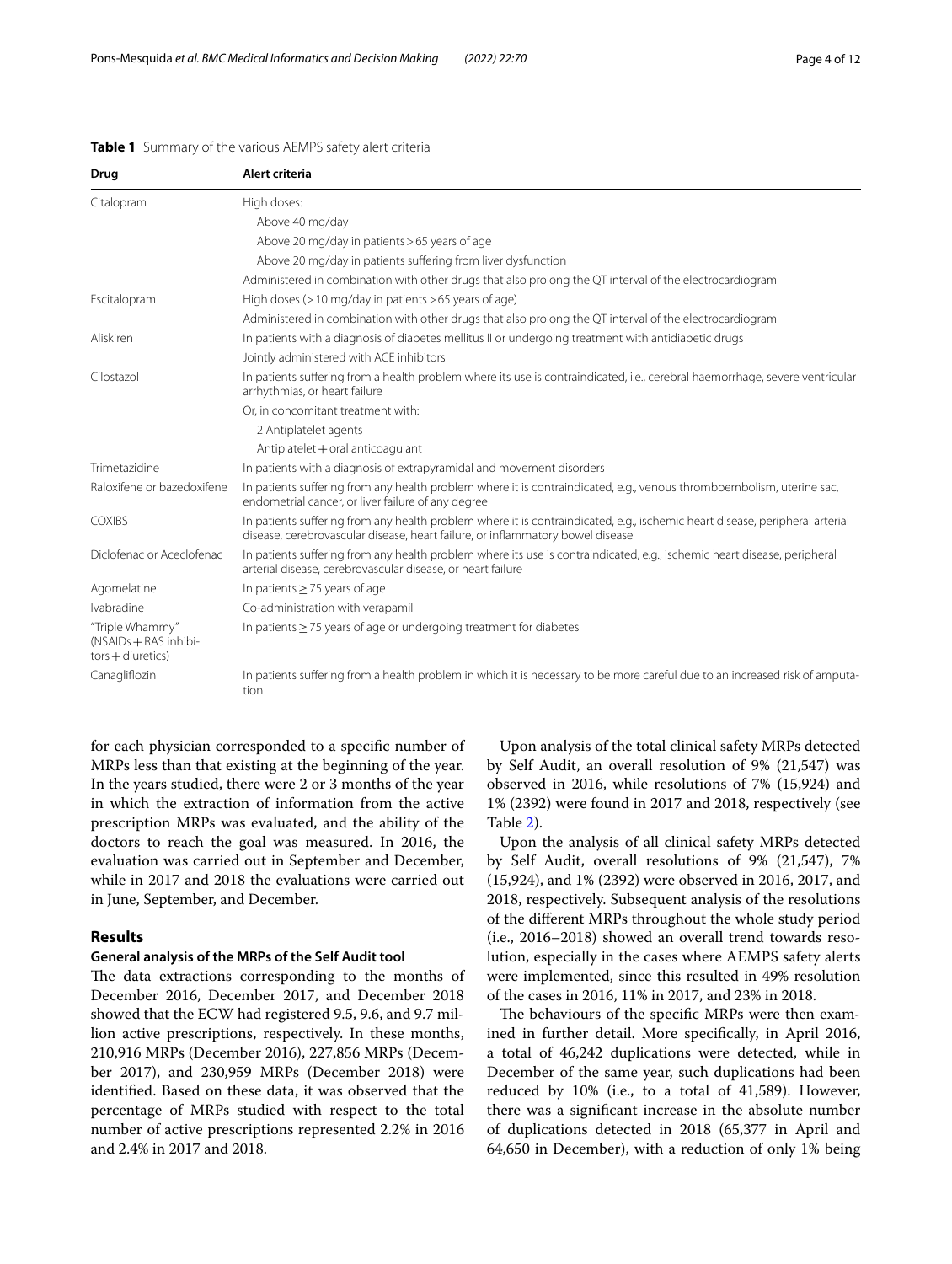**Table 1** Summary of the various AEMPS safety alert criteria

| Drug | Alert criteria |
|---|---|
| Citalopram | High doses: |
| | Above 40 mg/day |
| | Above 20 mg/day in patients > 65 years of age |
| | Above 20 mg/day in patients suffering from liver dysfunction |
| | Administered in combination with other drugs that also prolong the QT interval of the electrocardiogram |
| Escitalopram | High doses (> 10 mg/day in patients > 65 years of age) |
| | Administered in combination with other drugs that also prolong the QT interval of the electrocardiogram |
| Aliskiren | In patients with a diagnosis of diabetes mellitus II or undergoing treatment with antidiabetic drugs |
| | Jointly administered with ACE inhibitors |
| Cilostazol | In patients suffering from a health problem where its use is contraindicated, i.e., cerebral haemorrhage, severe ventricular arrhythmias, or heart failure |
| | Or, in concomitant treatment with: |
| | 2 Antiplatelet agents |
| | Antiplatelet + oral anticoagulant |
| Trimetazidine | In patients with a diagnosis of extrapyramidal and movement disorders |
| Raloxifene or bazedoxifene | In patients suffering from any health problem where it is contraindicated, e.g., venous thromboembolism, uterine sac, endometrial cancer, or liver failure of any degree |
| COXIBS | In patients suffering from any health problem where it is contraindicated, e.g., ischemic heart disease, peripheral arterial disease, cerebrovascular disease, heart failure, or inflammatory bowel disease |
| Diclofenac or Aceclofenac | In patients suffering from any health problem where its use is contraindicated, e.g., ischemic heart disease, peripheral arterial disease, cerebrovascular disease, or heart failure |
| Agomelatine | In patients ≥ 75 years of age |
| Ivabradine | Co-administration with verapamil |
| "Triple Whammy" (NSAIDs + RAS inhibitors + diuretics) | In patients ≥ 75 years of age or undergoing treatment for diabetes |
| Canagliflozin | In patients suffering from a health problem in which it is necessary to be more careful due to an increased risk of amputation |

for each physician corresponded to a specific number of MRPs less than that existing at the beginning of the year. In the years studied, there were 2 or 3 months of the year in which the extraction of information from the active prescription MRPs was evaluated, and the ability of the doctors to reach the goal was measured. In 2016, the evaluation was carried out in September and December, while in 2017 and 2018 the evaluations were carried out in June, September, and December.

## Results

### General analysis of the MRPs of the Self Audit tool

The data extractions corresponding to the months of December 2016, December 2017, and December 2018 showed that the ECW had registered 9.5, 9.6, and 9.7 million active prescriptions, respectively. In these months, 210,916 MRPs (December 2016), 227,856 MRPs (December 2017), and 230,959 MRPs (December 2018) were identified. Based on these data, it was observed that the percentage of MRPs studied with respect to the total number of active prescriptions represented 2.2% in 2016 and 2.4% in 2017 and 2018.

Upon analysis of the total clinical safety MRPs detected by Self Audit, an overall resolution of 9% (21,547) was observed in 2016, while resolutions of 7% (15,924) and 1% (2392) were found in 2017 and 2018, respectively (see Table 2).

Upon the analysis of all clinical safety MRPs detected by Self Audit, overall resolutions of 9% (21,547), 7% (15,924), and 1% (2392) were observed in 2016, 2017, and 2018, respectively. Subsequent analysis of the resolutions of the different MRPs throughout the whole study period (i.e., 2016–2018) showed an overall trend towards resolution, especially in the cases where AEMPS safety alerts were implemented, since this resulted in 49% resolution of the cases in 2016, 11% in 2017, and 23% in 2018.

The behaviours of the specific MRPs were then examined in further detail. More specifically, in April 2016, a total of 46,242 duplications were detected, while in December of the same year, such duplications had been reduced by 10% (i.e., to a total of 41,589). However, there was a significant increase in the absolute number of duplications detected in 2018 (65,377 in April and 64,650 in December), with a reduction of only 1% being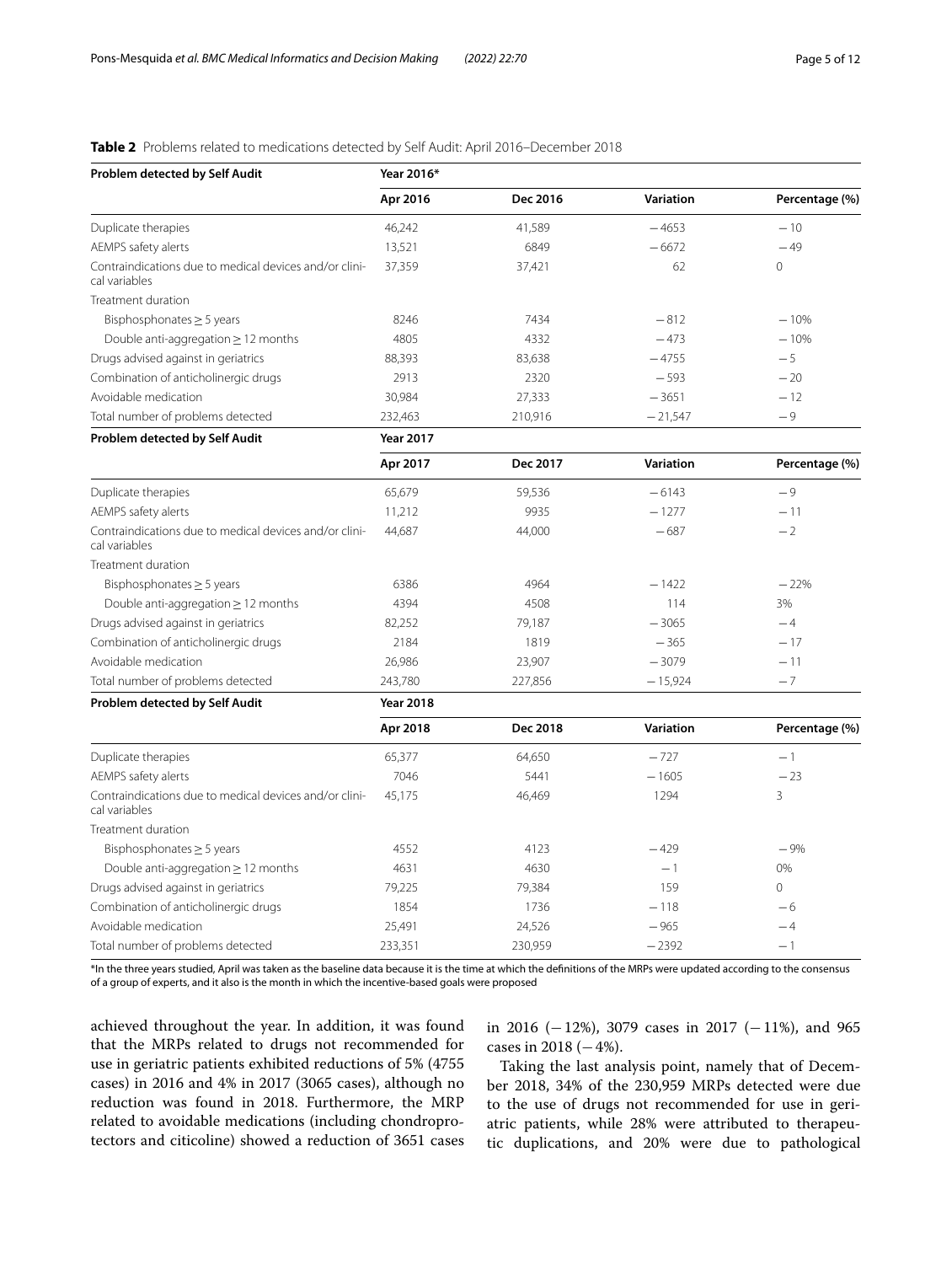**Table 2** Problems related to medications detected by Self Audit: April 2016–December 2018

| Problem detected by Self Audit | Year 2016* | | | |
|---|---|---|---|---|
| | Apr 2016 | Dec 2016 | Variation | Percentage (%) |
| Duplicate therapies | 46,242 | 41,589 | −4653 | −10 |
| AEMPS safety alerts | 13,521 | 6849 | −6672 | −49 |
| Contraindications due to medical devices and/or clinical variables | 37,359 | 37,421 | 62 | 0 |
| Treatment duration | | | | |
| Bisphosphonates ≥ 5 years | 8246 | 7434 | −812 | −10% |
| Double anti-aggregation ≥ 12 months | 4805 | 4332 | −473 | −10% |
| Drugs advised against in geriatrics | 88,393 | 83,638 | −4755 | −5 |
| Combination of anticholinergic drugs | 2913 | 2320 | −593 | −20 |
| Avoidable medication | 30,984 | 27,333 | −3651 | −12 |
| Total number of problems detected | 232,463 | 210,916 | −21,547 | −9 |
| **Problem detected by Self Audit** | **Year 2017** | | | |
| | Apr 2017 | Dec 2017 | Variation | Percentage (%) |
| Duplicate therapies | 65,679 | 59,536 | −6143 | −9 |
| AEMPS safety alerts | 11,212 | 9935 | −1277 | −11 |
| Contraindications due to medical devices and/or clinical variables | 44,687 | 44,000 | −687 | −2 |
| Treatment duration | | | | |
| Bisphosphonates ≥ 5 years | 6386 | 4964 | −1422 | −22% |
| Double anti-aggregation ≥ 12 months | 4394 | 4508 | 114 | 3% |
| Drugs advised against in geriatrics | 82,252 | 79,187 | −3065 | −4 |
| Combination of anticholinergic drugs | 2184 | 1819 | −365 | −17 |
| Avoidable medication | 26,986 | 23,907 | −3079 | −11 |
| Total number of problems detected | 243,780 | 227,856 | −15,924 | −7 |
| **Problem detected by Self Audit** | **Year 2018** | | | |
| | Apr 2018 | Dec 2018 | Variation | Percentage (%) |
| Duplicate therapies | 65,377 | 64,650 | −727 | −1 |
| AEMPS safety alerts | 7046 | 5441 | −1605 | −23 |
| Contraindications due to medical devices and/or clinical variables | 45,175 | 46,469 | 1294 | 3 |
| Treatment duration | | | | |
| Bisphosphonates ≥ 5 years | 4552 | 4123 | −429 | −9% |
| Double anti-aggregation ≥ 12 months | 4631 | 4630 | −1 | 0% |
| Drugs advised against in geriatrics | 79,225 | 79,384 | 159 | 0 |
| Combination of anticholinergic drugs | 1854 | 1736 | −118 | −6 |
| Avoidable medication | 25,491 | 24,526 | −965 | −4 |
| Total number of problems detected | 233,351 | 230,959 | −2392 | −1 |

*In the three years studied, April was taken as the baseline data because it is the time at which the definitions of the MRPs were updated according to the consensus of a group of experts, and it also is the month in which the incentive-based goals were proposed

achieved throughout the year. In addition, it was found that the MRPs related to drugs not recommended for use in geriatric patients exhibited reductions of 5% (4755 cases) in 2016 and 4% in 2017 (3065 cases), although no reduction was found in 2018. Furthermore, the MRP related to avoidable medications (including chondroprotectors and citicoline) showed a reduction of 3651 cases in 2016 (−12%), 3079 cases in 2017 (−11%), and 965 cases in 2018 (−4%).

Taking the last analysis point, namely that of December 2018, 34% of the 230,959 MRPs detected were due to the use of drugs not recommended for use in geriatric patients, while 28% were attributed to therapeutic duplications, and 20% were due to pathological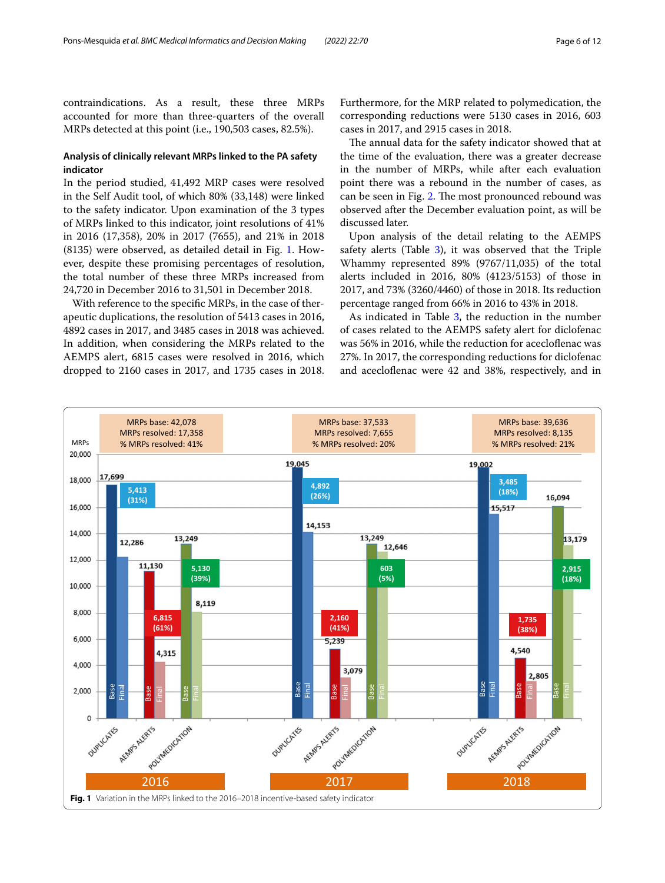contraindications. As a result, these three MRPs accounted for more than three-quarters of the overall MRPs detected at this point (i.e., 190,503 cases, 82.5%).

### Analysis of clinically relevant MRPs linked to the PA safety indicator

In the period studied, 41,492 MRP cases were resolved in the Self Audit tool, of which 80% (33,148) were linked to the safety indicator. Upon examination of the 3 types of MRPs linked to this indicator, joint resolutions of 41% in 2016 (17,358), 20% in 2017 (7655), and 21% in 2018 (8135) were observed, as detailed in Fig. 1. However, despite these promising percentages of resolution, the total number of these three MRPs increased from 24,720 in December 2016 to 31,501 in December 2018.

With reference to the specific MRPs, in the case of therapeutic duplications, the resolution of 5413 cases in 2016, 4892 cases in 2017, and 3485 cases in 2018 was achieved. In addition, when considering the MRPs related to the AEMPS alert, 6815 cases were resolved in 2016, which dropped to 2160 cases in 2017, and 1735 cases in 2018. Furthermore, for the MRP related to polymedication, the corresponding reductions were 5130 cases in 2016, 603 cases in 2017, and 2915 cases in 2018.

The annual data for the safety indicator showed that at the time of the evaluation, there was a greater decrease in the number of MRPs, while after each evaluation point there was a rebound in the number of cases, as can be seen in Fig. 2. The most pronounced rebound was observed after the December evaluation point, as will be discussed later.

Upon analysis of the detail relating to the AEMPS safety alerts (Table 3), it was observed that the Triple Whammy represented 89% (9767/11,035) of the total alerts included in 2016, 80% (4123/5153) of those in 2017, and 73% (3260/4460) of those in 2018. Its reduction percentage ranged from 66% in 2016 to 43% in 2018.

As indicated in Table 3, the reduction in the number of cases related to the AEMPS safety alert for diclofenac was 56% in 2016, while the reduction for aceclofenac was 27%. In 2017, the corresponding reductions for diclofenac and aceclofenac were 42 and 38%, respectively, and in

**Fig. 1** Variation in the MRPs linked to the 2016–2018 incentive-based safety indicator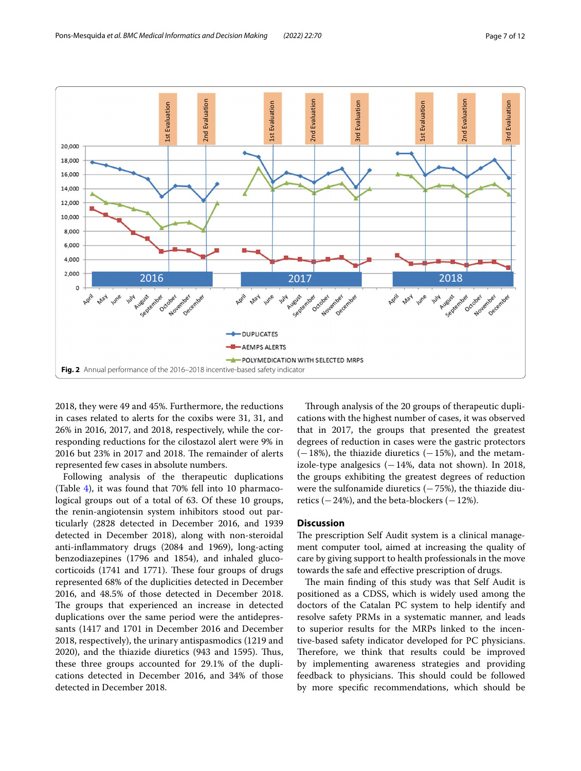Fig. 2 Annual performance of the 2016–2018 incentive-based safety indicator

2018, they were 49 and 45%. Furthermore, the reductions in cases related to alerts for the coxibs were 31, 31, and 26% in 2016, 2017, and 2018, respectively, while the corresponding reductions for the cilostazol alert were 9% in 2016 but 23% in 2017 and 2018. The remainder of alerts represented few cases in absolute numbers.

Following analysis of the therapeutic duplications (Table 4), it was found that 70% fell into 10 pharmacological groups out of a total of 63. Of these 10 groups, the renin-angiotensin system inhibitors stood out particularly (2828 detected in December 2016, and 1939 detected in December 2018), along with non-steroidal anti-inflammatory drugs (2084 and 1969), long-acting benzodiazepines (1796 and 1854), and inhaled glucocorticoids (1741 and 1771). These four groups of drugs represented 68% of the duplicities detected in December 2016, and 48.5% of those detected in December 2018. The groups that experienced an increase in detected duplications over the same period were the antidepressants (1417 and 1701 in December 2016 and December 2018, respectively), the urinary antispasmodics (1219 and 2020), and the thiazide diuretics (943 and 1595). Thus, these three groups accounted for 29.1% of the duplications detected in December 2016, and 34% of those detected in December 2018.

Through analysis of the 20 groups of therapeutic duplications with the highest number of cases, it was observed that in 2017, the groups that presented the greatest degrees of reduction in cases were the gastric protectors (−18%), the thiazide diuretics (−15%), and the metamizole-type analgesics (−14%, data not shown). In 2018, the groups exhibiting the greatest degrees of reduction were the sulfonamide diuretics (−75%), the thiazide diuretics (−24%), and the beta-blockers (−12%).

## Discussion

The prescription Self Audit system is a clinical management computer tool, aimed at increasing the quality of care by giving support to health professionals in the move towards the safe and effective prescription of drugs.

The main finding of this study was that Self Audit is positioned as a CDSS, which is widely used among the doctors of the Catalan PC system to help identify and resolve safety PRMs in a systematic manner, and leads to superior results for the MRPs linked to the incentive-based safety indicator developed for PC physicians. Therefore, we think that results could be improved by implementing awareness strategies and providing feedback to physicians. This should could be followed by more specific recommendations, which should be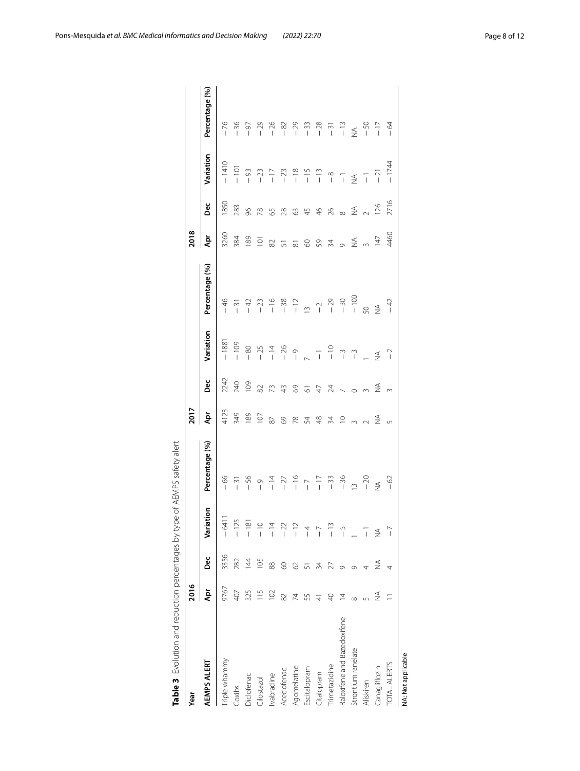**Table 3** Evolution and reduction percentages by type of AEMPS safety alert

| Year | 2016 | | | | 2017 | | | | 2018 | | | |
|---|---|---|---|---|---|---|---|---|---|---|---|---|
| AEMPS ALERT | Apr | Dec | Variation | Percentage (%) | Apr | Dec | Variation | Percentage (%) | Apr | Dec | Variation | Percentage (%) |
| Triple whammy | 9767 | 3356 | −6411 | −66 | 4123 | 2242 | −1881 | −46 | 3260 | 1850 | −1410 | −76 |
| Coxibs | 407 | 282 | −125 | −31 | 349 | 240 | −109 | −31 | 384 | 283 | −101 | −36 |
| Diclofenac | 325 | 144 | −181 | −56 | 189 | 109 | −80 | −42 | 189 | 96 | −93 | −97 |
| Cilostazol | 115 | 105 | −10 | −9 | 107 | 82 | −25 | −23 | 101 | 78 | −23 | −29 |
| Ivabradine | 102 | 88 | −14 | −14 | 87 | 73 | −14 | −16 | 82 | 65 | −17 | −26 |
| Aceclofenac | 82 | 60 | −22 | −27 | 69 | 43 | −26 | −38 | 51 | 28 | −23 | −82 |
| Agomelatine | 74 | 62 | −12 | −16 | 78 | 69 | −9 | −12 | 81 | 63 | −18 | −29 |
| Escitalopram | 55 | 51 | −4 | −7 | 54 | 61 | 7 | 13 | 60 | 45 | −15 | −33 |
| Citalopram | 41 | 34 | −7 | −17 | 48 | 47 | −1 | −2 | 59 | 46 | −13 | −28 |
| Trimetazidine | 40 | 27 | −13 | −33 | 34 | 24 | −10 | −29 | 34 | 26 | −8 | −31 |
| Raloxifene and Bazedoxifene | 14 | 9 | −5 | −36 | 10 | 7 | −3 | −30 | 9 | 8 | −1 | −13 |
| Strontium ranelate | 8 | 9 | 1 | 13 | 3 | 0 | −3 | −100 | NA | NA | NA | NA |
| Aliskiren | 5 | 4 | −1 | −20 | 2 | 3 | 1 | 50 | 3 | 2 | −1 | −50 |
| Canagliflozin | NA | NA | NA | NA | NA | NA | NA | NA | 147 | 126 | −21 | −17 |
| TOTAL ALERTS | 11 | 4 | −7 | −62 | 5 | 3 | −2 | −42 | 4460 | 2716 | −1744 | −64 |

NA: Not applicable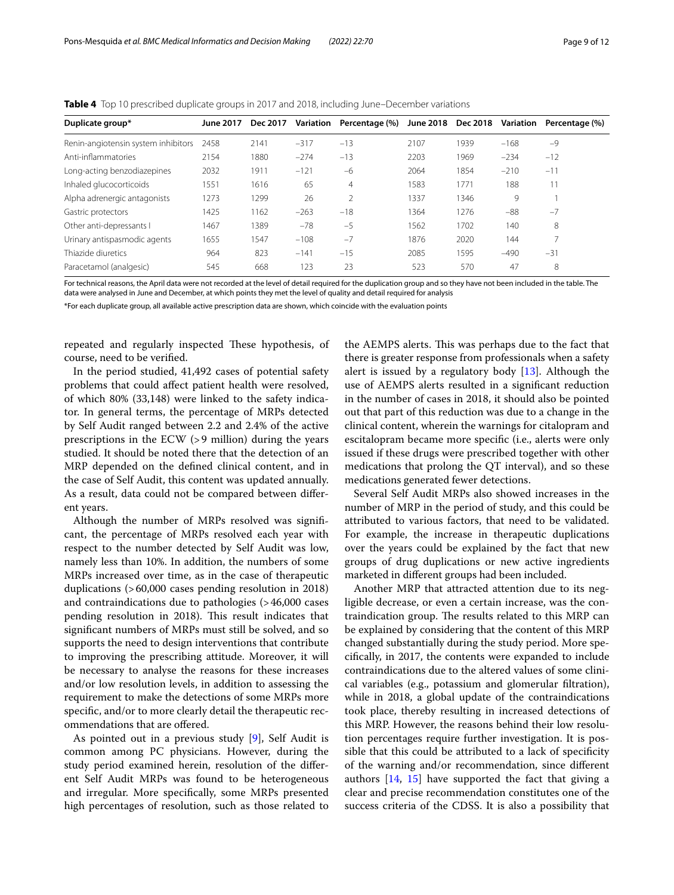**Table 4** Top 10 prescribed duplicate groups in 2017 and 2018, including June–December variations

| Duplicate group* | June 2017 | Dec 2017 | Variation | Percentage (%) | June 2018 | Dec 2018 | Variation | Percentage (%) |
|---|---|---|---|---|---|---|---|---|
| Renin-angiotensin system inhibitors | 2458 | 2141 | −317 | −13 | 2107 | 1939 | −168 | −9 |
| Anti-inflammatories | 2154 | 1880 | −274 | −13 | 2203 | 1969 | −234 | −12 |
| Long-acting benzodiazepines | 2032 | 1911 | −121 | −6 | 2064 | 1854 | −210 | −11 |
| Inhaled glucocorticoids | 1551 | 1616 | 65 | 4 | 1583 | 1771 | 188 | 11 |
| Alpha adrenergic antagonists | 1273 | 1299 | 26 | 2 | 1337 | 1346 | 9 | 1 |
| Gastric protectors | 1425 | 1162 | −263 | −18 | 1364 | 1276 | −88 | −7 |
| Other anti-depressants I | 1467 | 1389 | −78 | −5 | 1562 | 1702 | 140 | 8 |
| Urinary antispasmodic agents | 1655 | 1547 | −108 | −7 | 1876 | 2020 | 144 | 7 |
| Thiazide diuretics | 964 | 823 | −141 | −15 | 2085 | 1595 | −490 | −31 |
| Paracetamol (analgesic) | 545 | 668 | 123 | 23 | 523 | 570 | 47 | 8 |

For technical reasons, the April data were not recorded at the level of detail required for the duplication group and so they have not been included in the table. The data were analysed in June and December, at which points they met the level of quality and detail required for analysis

*For each duplicate group, all available active prescription data are shown, which coincide with the evaluation points

repeated and regularly inspected These hypothesis, of course, need to be verified.

In the period studied, 41,492 cases of potential safety problems that could affect patient health were resolved, of which 80% (33,148) were linked to the safety indicator. In general terms, the percentage of MRPs detected by Self Audit ranged between 2.2 and 2.4% of the active prescriptions in the ECW (>9 million) during the years studied. It should be noted there that the detection of an MRP depended on the defined clinical content, and in the case of Self Audit, this content was updated annually. As a result, data could not be compared between different years.

Although the number of MRPs resolved was significant, the percentage of MRPs resolved each year with respect to the number detected by Self Audit was low, namely less than 10%. In addition, the numbers of some MRPs increased over time, as in the case of therapeutic duplications (>60,000 cases pending resolution in 2018) and contraindications due to pathologies (>46,000 cases pending resolution in 2018). This result indicates that significant numbers of MRPs must still be solved, and so supports the need to design interventions that contribute to improving the prescribing attitude. Moreover, it will be necessary to analyse the reasons for these increases and/or low resolution levels, in addition to assessing the requirement to make the detections of some MRPs more specific, and/or to more clearly detail the therapeutic recommendations that are offered.

As pointed out in a previous study [9], Self Audit is common among PC physicians. However, during the study period examined herein, resolution of the different Self Audit MRPs was found to be heterogeneous and irregular. More specifically, some MRPs presented high percentages of resolution, such as those related to the AEMPS alerts. This was perhaps due to the fact that there is greater response from professionals when a safety alert is issued by a regulatory body [13]. Although the use of AEMPS alerts resulted in a significant reduction in the number of cases in 2018, it should also be pointed out that part of this reduction was due to a change in the clinical content, wherein the warnings for citalopram and escitalopram became more specific (i.e., alerts were only issued if these drugs were prescribed together with other medications that prolong the QT interval), and so these medications generated fewer detections.

Several Self Audit MRPs also showed increases in the number of MRP in the period of study, and this could be attributed to various factors, that need to be validated. For example, the increase in therapeutic duplications over the years could be explained by the fact that new groups of drug duplications or new active ingredients marketed in different groups had been included.

Another MRP that attracted attention due to its negligible decrease, or even a certain increase, was the contraindication group. The results related to this MRP can be explained by considering that the content of this MRP changed substantially during the study period. More specifically, in 2017, the contents were expanded to include contraindications due to the altered values of some clinical variables (e.g., potassium and glomerular filtration), while in 2018, a global update of the contraindications took place, thereby resulting in increased detections of this MRP. However, the reasons behind their low resolution percentages require further investigation. It is possible that this could be attributed to a lack of specificity of the warning and/or recommendation, since different authors [14, 15] have supported the fact that giving a clear and precise recommendation constitutes one of the success criteria of the CDSS. It is also a possibility that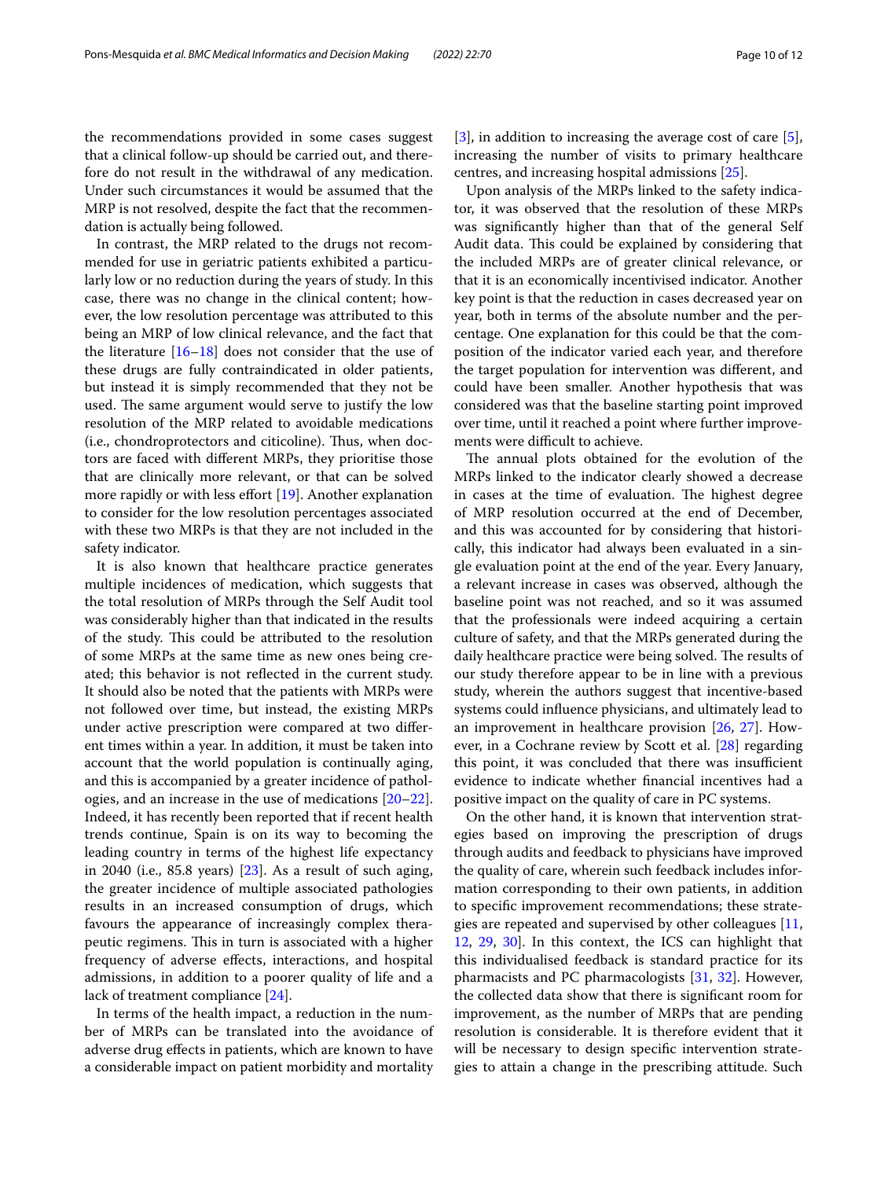the recommendations provided in some cases suggest that a clinical follow-up should be carried out, and therefore do not result in the withdrawal of any medication. Under such circumstances it would be assumed that the MRP is not resolved, despite the fact that the recommendation is actually being followed.

In contrast, the MRP related to the drugs not recommended for use in geriatric patients exhibited a particularly low or no reduction during the years of study. In this case, there was no change in the clinical content; however, the low resolution percentage was attributed to this being an MRP of low clinical relevance, and the fact that the literature [16–18] does not consider that the use of these drugs are fully contraindicated in older patients, but instead it is simply recommended that they not be used. The same argument would serve to justify the low resolution of the MRP related to avoidable medications (i.e., chondroprotectors and citicoline). Thus, when doctors are faced with different MRPs, they prioritise those that are clinically more relevant, or that can be solved more rapidly or with less effort [19]. Another explanation to consider for the low resolution percentages associated with these two MRPs is that they are not included in the safety indicator.

It is also known that healthcare practice generates multiple incidences of medication, which suggests that the total resolution of MRPs through the Self Audit tool was considerably higher than that indicated in the results of the study. This could be attributed to the resolution of some MRPs at the same time as new ones being created; this behavior is not reflected in the current study. It should also be noted that the patients with MRPs were not followed over time, but instead, the existing MRPs under active prescription were compared at two different times within a year. In addition, it must be taken into account that the world population is continually aging, and this is accompanied by a greater incidence of pathologies, and an increase in the use of medications [20–22]. Indeed, it has recently been reported that if recent health trends continue, Spain is on its way to becoming the leading country in terms of the highest life expectancy in 2040 (i.e., 85.8 years) [23]. As a result of such aging, the greater incidence of multiple associated pathologies results in an increased consumption of drugs, which favours the appearance of increasingly complex therapeutic regimens. This in turn is associated with a higher frequency of adverse effects, interactions, and hospital admissions, in addition to a poorer quality of life and a lack of treatment compliance [24].

In terms of the health impact, a reduction in the number of MRPs can be translated into the avoidance of adverse drug effects in patients, which are known to have a considerable impact on patient morbidity and mortality [3], in addition to increasing the average cost of care [5], increasing the number of visits to primary healthcare centres, and increasing hospital admissions [25].

Upon analysis of the MRPs linked to the safety indicator, it was observed that the resolution of these MRPs was significantly higher than that of the general Self Audit data. This could be explained by considering that the included MRPs are of greater clinical relevance, or that it is an economically incentivised indicator. Another key point is that the reduction in cases decreased year on year, both in terms of the absolute number and the percentage. One explanation for this could be that the composition of the indicator varied each year, and therefore the target population for intervention was different, and could have been smaller. Another hypothesis that was considered was that the baseline starting point improved over time, until it reached a point where further improvements were difficult to achieve.

The annual plots obtained for the evolution of the MRPs linked to the indicator clearly showed a decrease in cases at the time of evaluation. The highest degree of MRP resolution occurred at the end of December, and this was accounted for by considering that historically, this indicator had always been evaluated in a single evaluation point at the end of the year. Every January, a relevant increase in cases was observed, although the baseline point was not reached, and so it was assumed that the professionals were indeed acquiring a certain culture of safety, and that the MRPs generated during the daily healthcare practice were being solved. The results of our study therefore appear to be in line with a previous study, wherein the authors suggest that incentive-based systems could influence physicians, and ultimately lead to an improvement in healthcare provision [26, 27]. However, in a Cochrane review by Scott et al. [28] regarding this point, it was concluded that there was insufficient evidence to indicate whether financial incentives had a positive impact on the quality of care in PC systems.

On the other hand, it is known that intervention strategies based on improving the prescription of drugs through audits and feedback to physicians have improved the quality of care, wherein such feedback includes information corresponding to their own patients, in addition to specific improvement recommendations; these strategies are repeated and supervised by other colleagues [11, 12, 29, 30]. In this context, the ICS can highlight that this individualised feedback is standard practice for its pharmacists and PC pharmacologists [31, 32]. However, the collected data show that there is significant room for improvement, as the number of MRPs that are pending resolution is considerable. It is therefore evident that it will be necessary to design specific intervention strategies to attain a change in the prescribing attitude. Such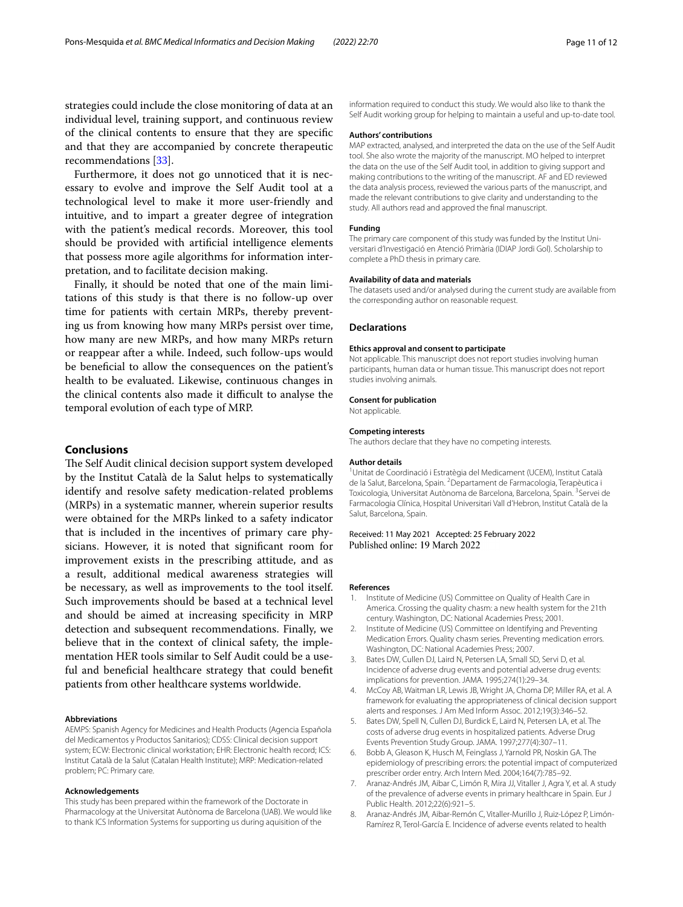strategies could include the close monitoring of data at an individual level, training support, and continuous review of the clinical contents to ensure that they are specific and that they are accompanied by concrete therapeutic recommendations [33].

Furthermore, it does not go unnoticed that it is necessary to evolve and improve the Self Audit tool at a technological level to make it more user-friendly and intuitive, and to impart a greater degree of integration with the patient's medical records. Moreover, this tool should be provided with artificial intelligence elements that possess more agile algorithms for information interpretation, and to facilitate decision making.

Finally, it should be noted that one of the main limitations of this study is that there is no follow-up over time for patients with certain MRPs, thereby preventing us from knowing how many MRPs persist over time, how many are new MRPs, and how many MRPs return or reappear after a while. Indeed, such follow-ups would be beneficial to allow the consequences on the patient's health to be evaluated. Likewise, continuous changes in the clinical contents also made it difficult to analyse the temporal evolution of each type of MRP.

## Conclusions

The Self Audit clinical decision support system developed by the Institut Català de la Salut helps to systematically identify and resolve safety medication-related problems (MRPs) in a systematic manner, wherein superior results were obtained for the MRPs linked to a safety indicator that is included in the incentives of primary care physicians. However, it is noted that significant room for improvement exists in the prescribing attitude, and as a result, additional medical awareness strategies will be necessary, as well as improvements to the tool itself. Such improvements should be based at a technical level and should be aimed at increasing specificity in MRP detection and subsequent recommendations. Finally, we believe that in the context of clinical safety, the implementation HER tools similar to Self Audit could be a useful and beneficial healthcare strategy that could benefit patients from other healthcare systems worldwide.

#### Abbreviations

AEMPS: Spanish Agency for Medicines and Health Products (Agencia Española del Medicamentos y Productos Sanitarios); CDSS: Clinical decision support system; ECW: Electronic clinical workstation; EHR: Electronic health record; ICS: Institut Català de la Salut (Catalan Health Institute); MRP: Medication-related problem; PC: Primary care.

#### Acknowledgements

This study has been prepared within the framework of the Doctorate in Pharmacology at the Universitat Autònoma de Barcelona (UAB). We would like to thank ICS Information Systems for supporting us during aquisition of the information required to conduct this study. We would also like to thank the Self Audit working group for helping to maintain a useful and up-to-date tool.

#### Authors' contributions

MAP extracted, analysed, and interpreted the data on the use of the Self Audit tool. She also wrote the majority of the manuscript. MO helped to interpret the data on the use of the Self Audit tool, in addition to giving support and making contributions to the writing of the manuscript. AF and ED reviewed the data analysis process, reviewed the various parts of the manuscript, and made the relevant contributions to give clarity and understanding to the study. All authors read and approved the final manuscript.

#### Funding

The primary care component of this study was funded by the Institut Universitari d'Investigació en Atenció Primària (IDIAP Jordi Gol). Scholarship to complete a PhD thesis in primary care.

#### Availability of data and materials

The datasets used and/or analysed during the current study are available from the corresponding author on reasonable request.

### Declarations

#### Ethics approval and consent to participate

Not applicable. This manuscript does not report studies involving human participants, human data or human tissue. This manuscript does not report studies involving animals.

#### Consent for publication

Not applicable.

#### Competing interests

The authors declare that they have no competing interests.

#### Author details

[1] Unitat de Coordinació i Estratègia del Medicament (UCEM), Institut Català de la Salut, Barcelona, Spain. [2] Departament de Farmacologia, Terapèutica i Toxicologia, Universitat Autònoma de Barcelona, Barcelona, Spain. [3] Servei de Farmacologia Clínica, Hospital Universitari Vall d'Hebron, Institut Català de la Salut, Barcelona, Spain.

Received: 11 May 2021 Accepted: 25 February 2022
Published online: 19 March 2022

#### References

1. Institute of Medicine (US) Committee on Quality of Health Care in America. Crossing the quality chasm: a new health system for the 21th century. Washington, DC: National Academies Press; 2001.
2. Institute of Medicine (US) Committee on Identifying and Preventing Medication Errors. Quality chasm series. Preventing medication errors. Washington, DC: National Academies Press; 2007.
3. Bates DW, Cullen DJ, Laird N, Petersen LA, Small SD, Servi D, et al. Incidence of adverse drug events and potential adverse drug events: implications for prevention. JAMA. 1995;274(1):29–34.
4. McCoy AB, Waitman LR, Lewis JB, Wright JA, Choma DP, Miller RA, et al. A framework for evaluating the appropriateness of clinical decision support alerts and responses. J Am Med Inform Assoc. 2012;19(3):346–52.
5. Bates DW, Spell N, Cullen DJ, Burdick E, Laird N, Petersen LA, et al. The costs of adverse drug events in hospitalized patients. Adverse Drug Events Prevention Study Group. JAMA. 1997;277(4):307–11.
6. Bobb A, Gleason K, Husch M, Feinglass J, Yarnold PR, Noskin GA. The epidemiology of prescribing errors: the potential impact of computerized prescriber order entry. Arch Intern Med. 2004;164(7):785–92.
7. Aranaz-Andrés JM, Aibar C, Limón R, Mira JJ, Vitaller J, Agra Y, et al. A study of the prevalence of adverse events in primary healthcare in Spain. Eur J Public Health. 2012;22(6):921–5.
8. Aranaz-Andrés JM, Aibar-Remón C, Vitaller-Murillo J, Ruiz-López P, Limón-Ramírez R, Terol-García E. Incidence of adverse events related to health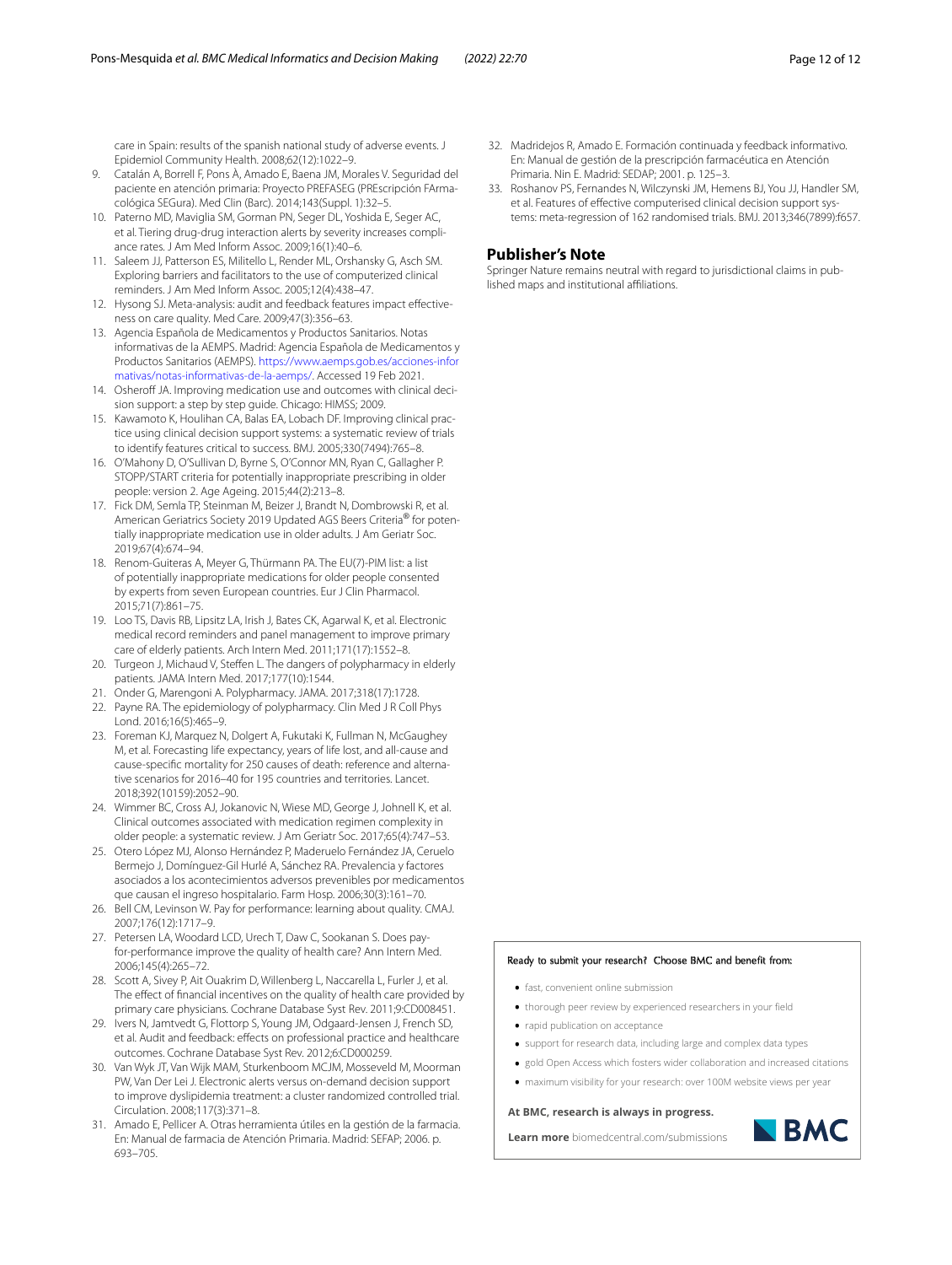care in Spain: results of the spanish national study of adverse events. J Epidemiol Community Health. 2008;62(12):1022–9.

9. Catalán A, Borrell F, Pons À, Amado E, Baena JM, Morales V. Seguridad del paciente en atención primaria: Proyecto PREFASEG (PREscripción FArmacológica SEGura). Med Clin (Barc). 2014;143(Suppl. 1):32–5.
10. Paterno MD, Maviglia SM, Gorman PN, Seger DL, Yoshida E, Seger AC, et al. Tiering drug-drug interaction alerts by severity increases compliance rates. J Am Med Inform Assoc. 2009;16(1):40–6.
11. Saleem JJ, Patterson ES, Militello L, Render ML, Orshansky G, Asch SM. Exploring barriers and facilitators to the use of computerized clinical reminders. J Am Med Inform Assoc. 2005;12(4):438–47.
12. Hysong SJ. Meta-analysis: audit and feedback features impact effectiveness on care quality. Med Care. 2009;47(3):356–63.
13. Agencia Española de Medicamentos y Productos Sanitarios. Notas informativas de la AEMPS. Madrid: Agencia Española de Medicamentos y Productos Sanitarios (AEMPS). https://www.aemps.gob.es/acciones-informativas/notas-informativas-de-la-aemps/. Accessed 19 Feb 2021.
14. Osheroff JA. Improving medication use and outcomes with clinical decision support: a step by step guide. Chicago: HIMSS; 2009.
15. Kawamoto K, Houlihan CA, Balas EA, Lobach DF. Improving clinical practice using clinical decision support systems: a systematic review of trials to identify features critical to success. BMJ. 2005;330(7494):765–8.
16. O'Mahony D, O'Sullivan D, Byrne S, O'Connor MN, Ryan C, Gallagher P. STOPP/START criteria for potentially inappropriate prescribing in older people: version 2. Age Ageing. 2015;44(2):213–8.
17. Fick DM, Semla TP, Steinman M, Beizer J, Brandt N, Dombrowski R, et al. American Geriatrics Society 2019 Updated AGS Beers Criteria® for potentially inappropriate medication use in older adults. J Am Geriatr Soc. 2019;67(4):674–94.
18. Renom-Guiteras A, Meyer G, Thürmann PA. The EU(7)-PIM list: a list of potentially inappropriate medications for older people consented by experts from seven European countries. Eur J Clin Pharmacol. 2015;71(7):861–75.
19. Loo TS, Davis RB, Lipsitz LA, Irish J, Bates CK, Agarwal K, et al. Electronic medical record reminders and panel management to improve primary care of elderly patients. Arch Intern Med. 2011;171(17):1552–8.
20. Turgeon J, Michaud V, Steffen L. The dangers of polypharmacy in elderly patients. JAMA Intern Med. 2017;177(10):1544.
21. Onder G, Marengoni A. Polypharmacy. JAMA. 2017;318(17):1728.
22. Payne RA. The epidemiology of polypharmacy. Clin Med J R Coll Phys Lond. 2016;16(5):465–9.
23. Foreman KJ, Marquez N, Dolgert A, Fukutaki K, Fullman N, McGaughey M, et al. Forecasting life expectancy, years of life lost, and all-cause and cause-specific mortality for 250 causes of death: reference and alternative scenarios for 2016–40 for 195 countries and territories. Lancet. 2018;392(10159):2052–90.
24. Wimmer BC, Cross AJ, Jokanovic N, Wiese MD, George J, Johnell K, et al. Clinical outcomes associated with medication regimen complexity in older people: a systematic review. J Am Geriatr Soc. 2017;65(4):747–53.
25. Otero López MJ, Alonso Hernández P, Maderuelo Fernández JA, Ceruelo Bermejo J, Domínguez-Gil Hurlé A, Sánchez RA. Prevalencia y factores asociados a los acontecimientos adversos prevenibles por medicamentos que causan el ingreso hospitalario. Farm Hosp. 2006;30(3):161–70.
26. Bell CM, Levinson W. Pay for performance: learning about quality. CMAJ. 2007;176(12):1717–9.
27. Petersen LA, Woodard LCD, Urech T, Daw C, Sookanan S. Does pay-for-performance improve the quality of health care? Ann Intern Med. 2006;145(4):265–72.
28. Scott A, Sivey P, Ait Ouakrim D, Willenberg L, Naccarella L, Furler J, et al. The effect of financial incentives on the quality of health care provided by primary care physicians. Cochrane Database Syst Rev. 2011;9:CD008451.
29. Ivers N, Jamtvedt G, Flottorp S, Young JM, Odgaard-Jensen J, French SD, et al. Audit and feedback: effects on professional practice and healthcare outcomes. Cochrane Database Syst Rev. 2012;6:CD000259.
30. Van Wyk JT, Van Wijk MAM, Sturkenboom MCJM, Mosseveld M, Moorman PW, Van Der Lei J. Electronic alerts versus on-demand decision support to improve dyslipidemia treatment: a cluster randomized controlled trial. Circulation. 2008;117(3):371–8.
31. Amado E, Pellicer A. Otras herramienta útiles en la gestión de la farmacia. En: Manual de farmacia de Atención Primaria. Madrid: SEFAP; 2006. p. 693–705.
32. Madridejos R, Amado E. Formación continuada y feedback informativo. En: Manual de gestión de la prescripción farmacéutica en Atención Primaria. Nin E. Madrid: SEDAP; 2001. p. 125–3.
33. Roshanov PS, Fernandes N, Wilczynski JM, Hemens BJ, You JJ, Handler SM, et al. Features of effective computerised clinical decision support systems: meta-regression of 162 randomised trials. BMJ. 2013;346(7899):f657.

## Publisher's Note

Springer Nature remains neutral with regard to jurisdictional claims in published maps and institutional affiliations.

Ready to submit your research? Choose BMC and benefit from:

- fast, convenient online submission
- thorough peer review by experienced researchers in your field
- rapid publication on acceptance
- support for research data, including large and complex data types
- gold Open Access which fosters wider collaboration and increased citations
- maximum visibility for your research: over 100M website views per year

**At BMC, research is always in progress.**

**Learn more** biomedcentral.com/submissions